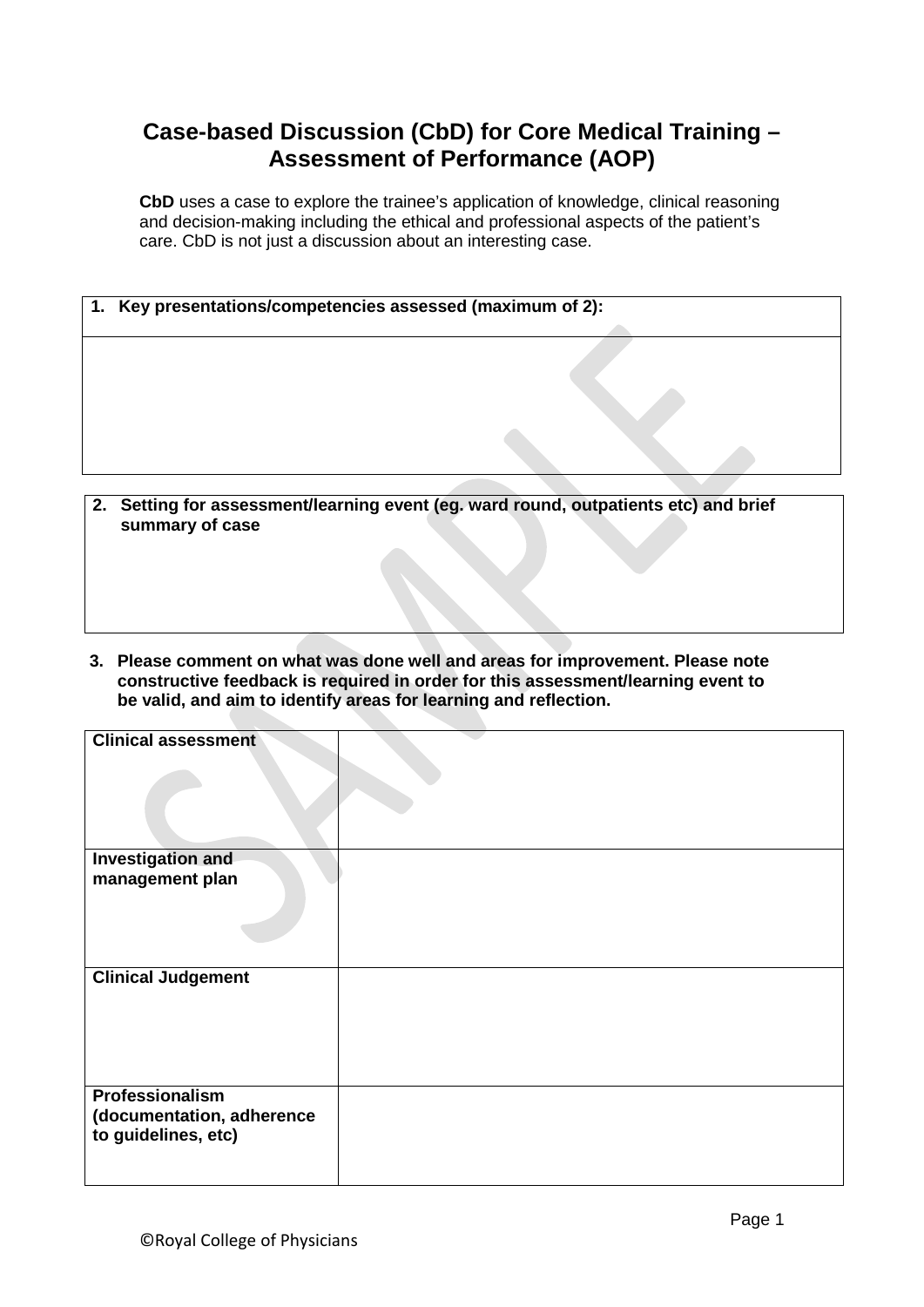# Case-based Discussion (CbD) for Core Medical Training – Assessment of Performance (AOP)

**CbD** uses a case to explore the trainee's application of knowledge, clinical reasoning and decision-making including the ethical and professional aspects of the patient's care. CbD is not just a discussion about an interesting case.

| 1. Key presentations/competencies assessed (maximum of 2): |
| --- |
| |

| 2. Setting for assessment/learning event (eg. ward round, outpatients etc) and brief summary of case |
| --- |
| |

**3. Please comment on what was done well and areas for improvement. Please note constructive feedback is required in order for this assessment/learning event to be valid, and aim to identify areas for learning and reflection.**

| | |
| --- | --- |
| **Clinical assessment** | |
| **Investigation and management plan** | |
| **Clinical Judgement** | |
| **Professionalism (documentation, adherence to guidelines, etc)** | |

©Royal College of Physicians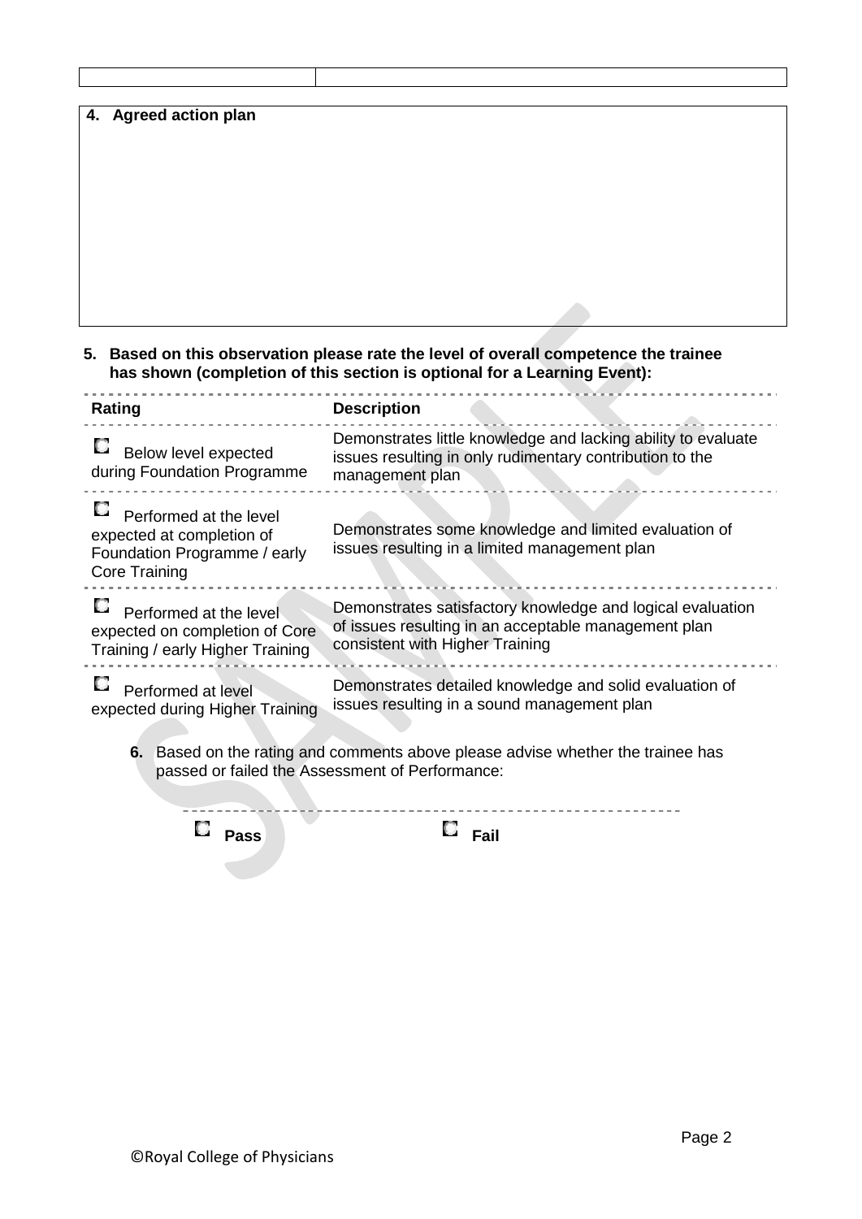| | |
|---|---|
| | |

**4. Agreed action plan**

**5. Based on this observation please rate the level of overall competence the trainee has shown (completion of this section is optional for a Learning Event):**

| Rating | Description |
|---|---|
| ☐ Below level expected during Foundation Programme | Demonstrates little knowledge and lacking ability to evaluate issues resulting in only rudimentary contribution to the management plan |
| ☐ Performed at the level expected at completion of Foundation Programme / early Core Training | Demonstrates some knowledge and limited evaluation of issues resulting in a limited management plan |
| ☐ Performed at the level expected on completion of Core Training / early Higher Training | Demonstrates satisfactory knowledge and logical evaluation of issues resulting in an acceptable management plan consistent with Higher Training |
| ☐ Performed at level expected during Higher Training | Demonstrates detailed knowledge and solid evaluation of issues resulting in a sound management plan |

**6.** Based on the rating and comments above please advise whether the trainee has passed or failed the Assessment of Performance:

☐ **Pass** ☐ **Fail**

©Royal College of Physicians